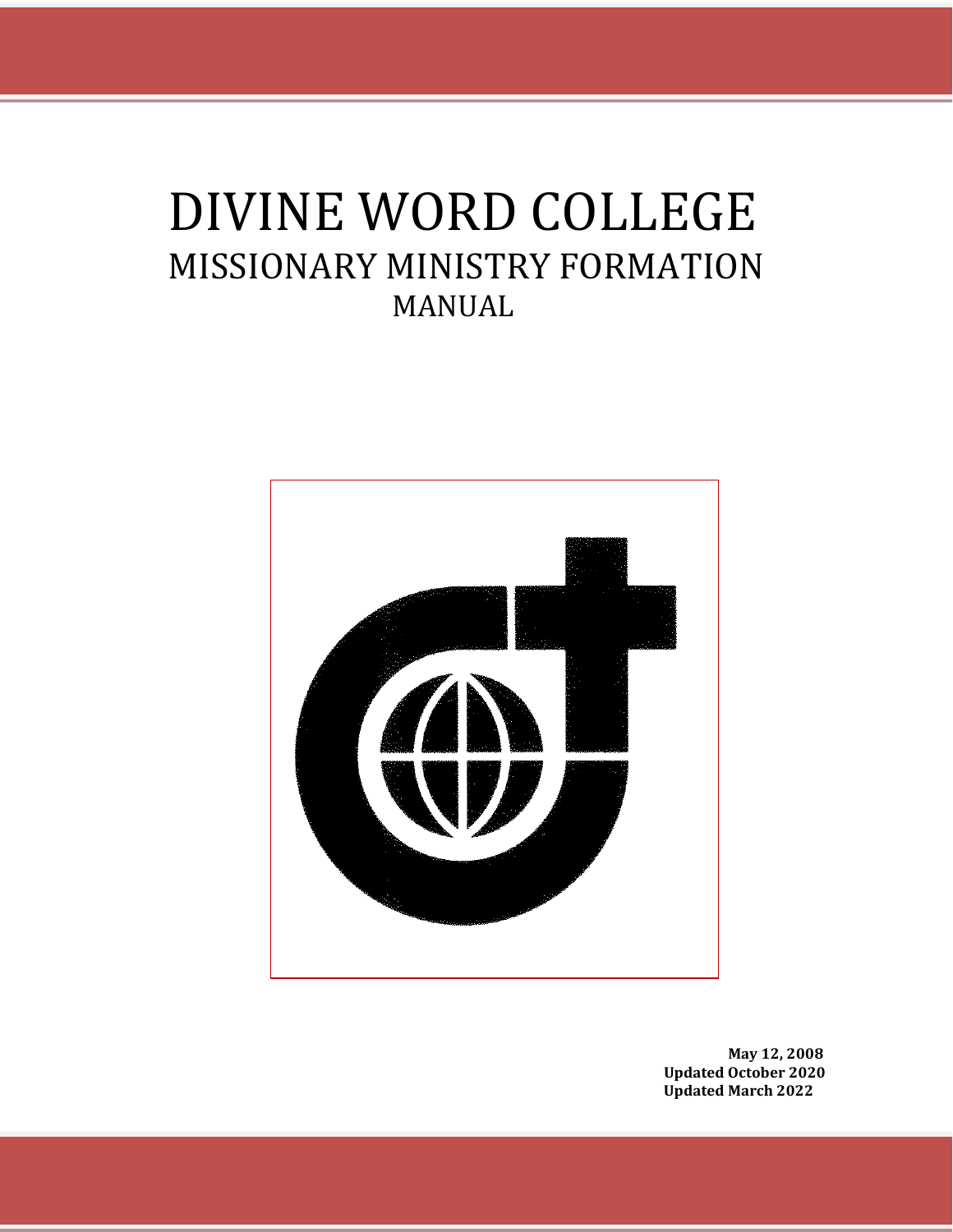# DIVINE WORD COLLEGE

## MISSIONARY MINISTRY FORMATION

### MANUAL

**May 12, 2008**
**Updated October 2020**
**Updated March 2022**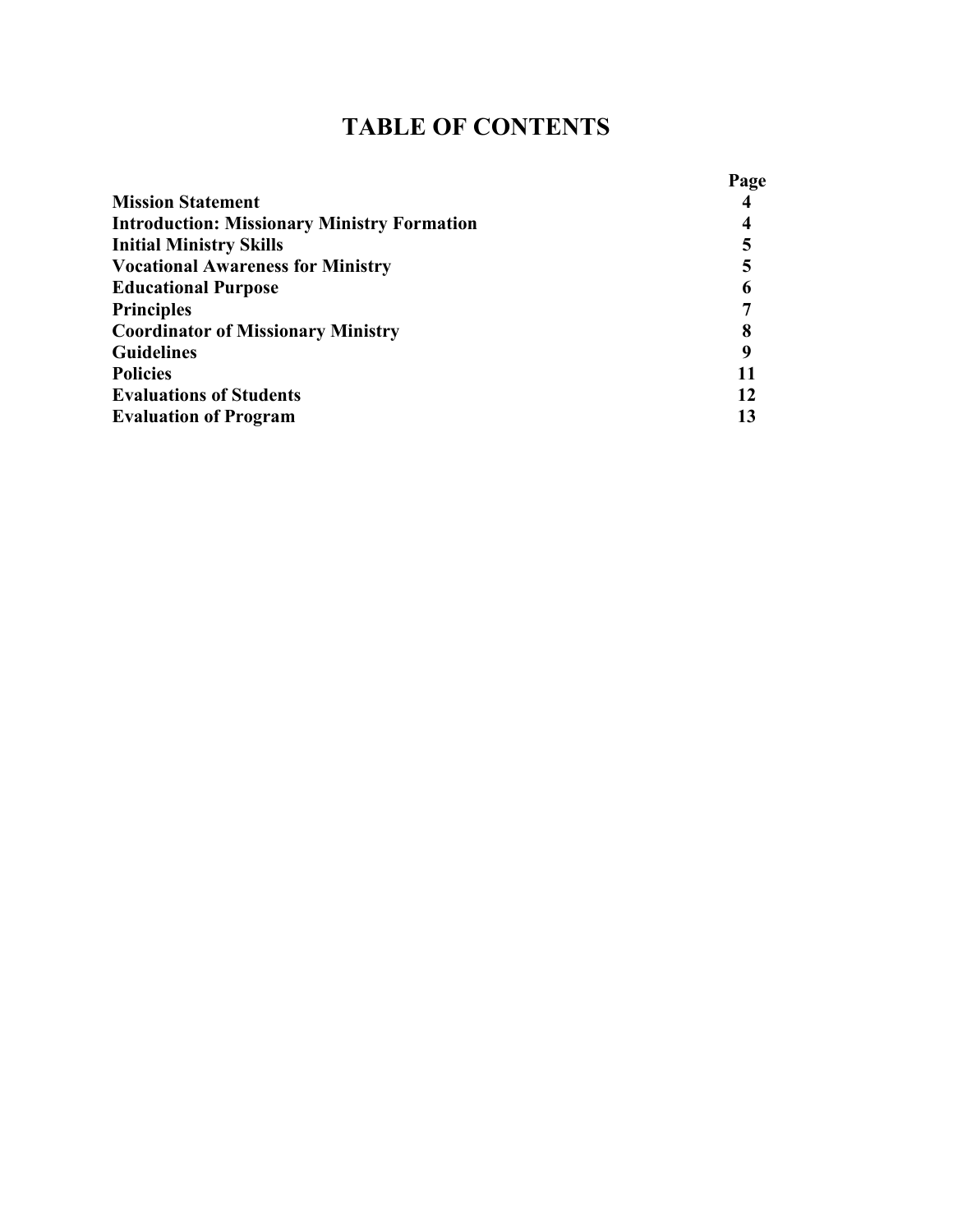# TABLE OF CONTENTS

| | Page |
|---|---|
| **Mission Statement** | **4** |
| **Introduction: Missionary Ministry Formation** | **4** |
| **Initial Ministry Skills** | **5** |
| **Vocational Awareness for Ministry** | **5** |
| **Educational Purpose** | **6** |
| **Principles** | **7** |
| **Coordinator of Missionary Ministry** | **8** |
| **Guidelines** | **9** |
| **Policies** | **11** |
| **Evaluations of Students** | **12** |
| **Evaluation of Program** | **13** |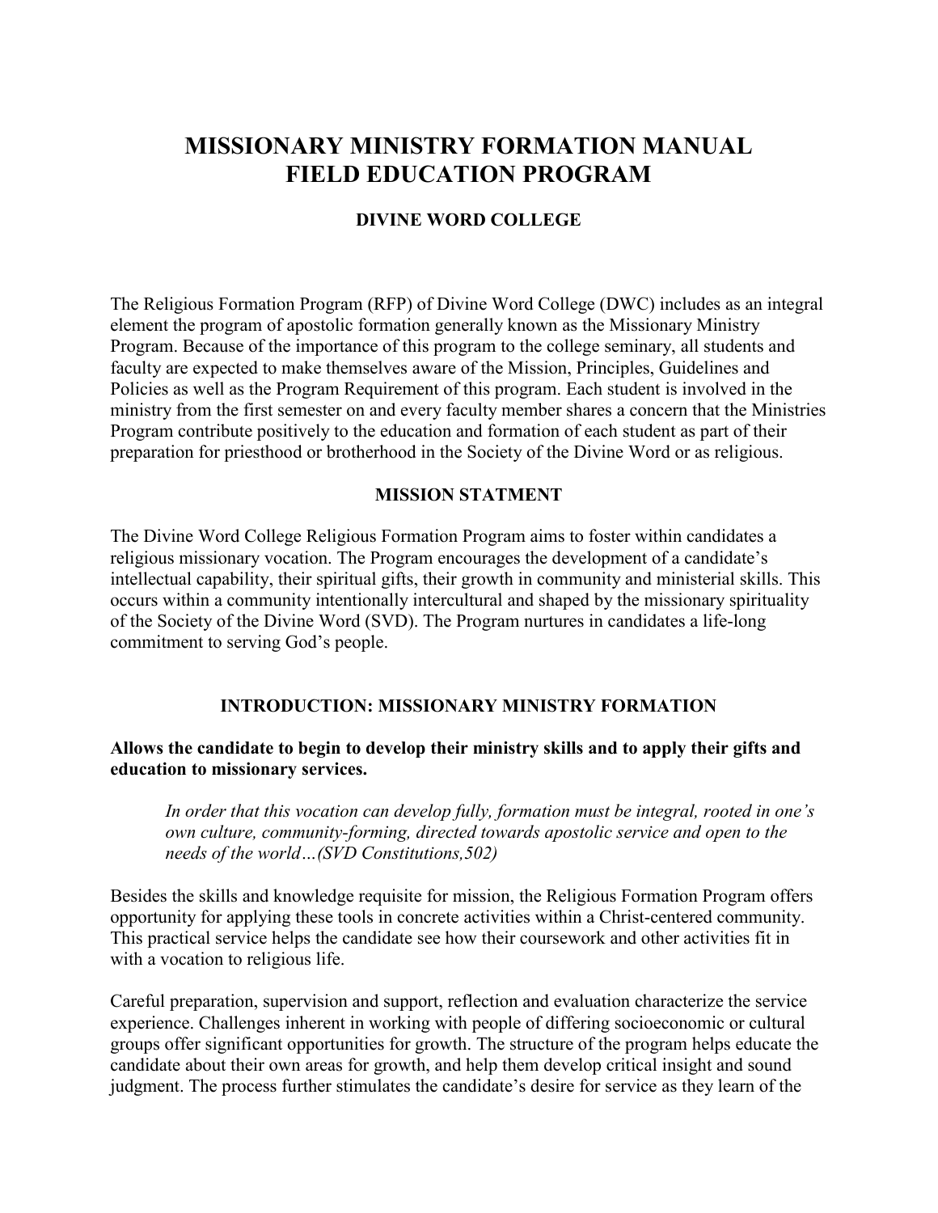# MISSIONARY MINISTRY FORMATION MANUAL
# FIELD EDUCATION PROGRAM

### DIVINE WORD COLLEGE

The Religious Formation Program (RFP) of Divine Word College (DWC) includes as an integral element the program of apostolic formation generally known as the Missionary Ministry Program. Because of the importance of this program to the college seminary, all students and faculty are expected to make themselves aware of the Mission, Principles, Guidelines and Policies as well as the Program Requirement of this program. Each student is involved in the ministry from the first semester on and every faculty member shares a concern that the Ministries Program contribute positively to the education and formation of each student as part of their preparation for priesthood or brotherhood in the Society of the Divine Word or as religious.

## MISSION STATMENT

The Divine Word College Religious Formation Program aims to foster within candidates a religious missionary vocation. The Program encourages the development of a candidate's intellectual capability, their spiritual gifts, their growth in community and ministerial skills. This occurs within a community intentionally intercultural and shaped by the missionary spirituality of the Society of the Divine Word (SVD). The Program nurtures in candidates a life-long commitment to serving God's people.

## INTRODUCTION: MISSIONARY MINISTRY FORMATION

**Allows the candidate to begin to develop their ministry skills and to apply their gifts and education to missionary services.**

> *In order that this vocation can develop fully, formation must be integral, rooted in one's own culture, community-forming, directed towards apostolic service and open to the needs of the world…(SVD Constitutions,502)*

Besides the skills and knowledge requisite for mission, the Religious Formation Program offers opportunity for applying these tools in concrete activities within a Christ-centered community. This practical service helps the candidate see how their coursework and other activities fit in with a vocation to religious life.

Careful preparation, supervision and support, reflection and evaluation characterize the service experience. Challenges inherent in working with people of differing socioeconomic or cultural groups offer significant opportunities for growth. The structure of the program helps educate the candidate about their own areas for growth, and help them develop critical insight and sound judgment. The process further stimulates the candidate's desire for service as they learn of the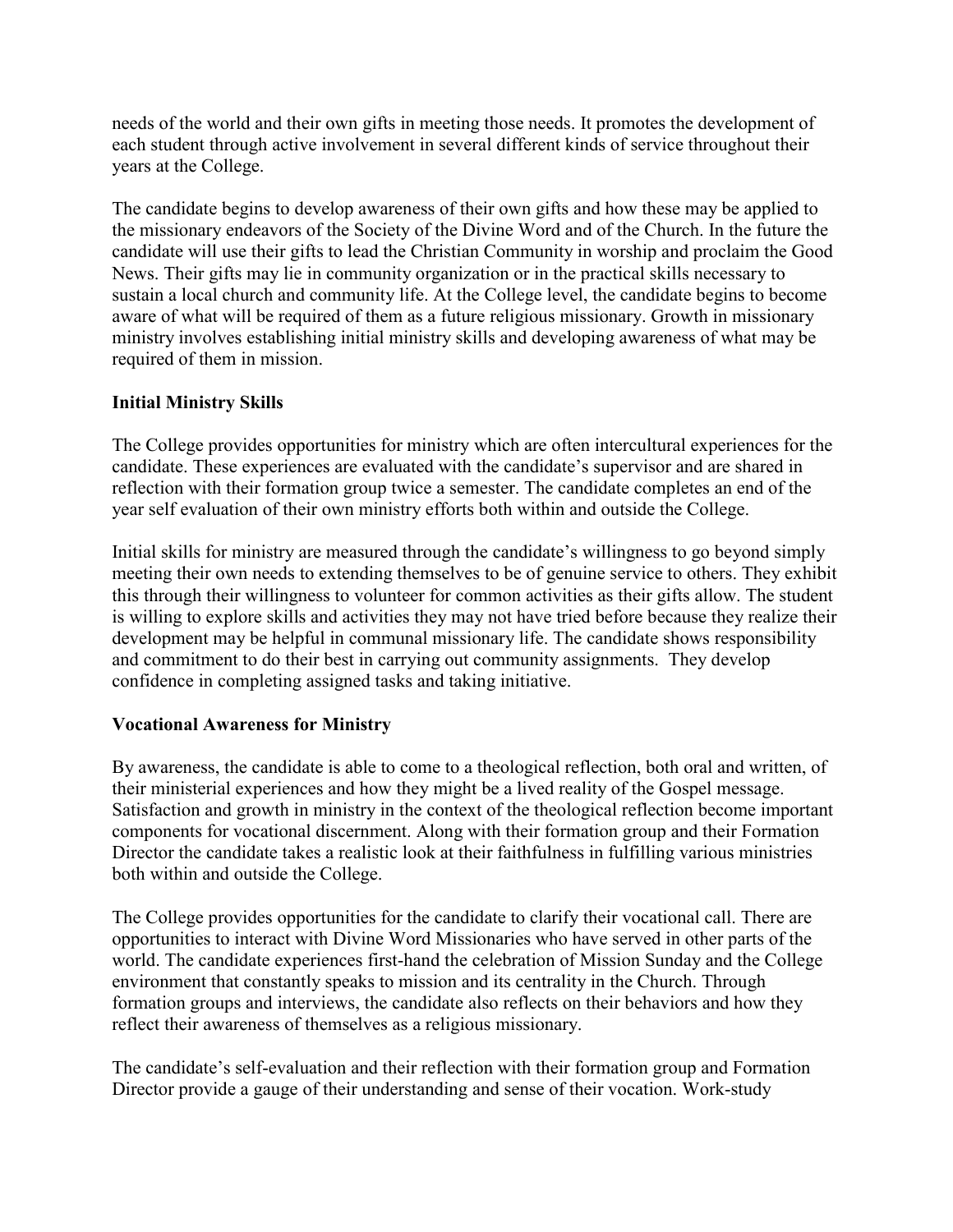needs of the world and their own gifts in meeting those needs. It promotes the development of each student through active involvement in several different kinds of service throughout their years at the College.

The candidate begins to develop awareness of their own gifts and how these may be applied to the missionary endeavors of the Society of the Divine Word and of the Church. In the future the candidate will use their gifts to lead the Christian Community in worship and proclaim the Good News. Their gifts may lie in community organization or in the practical skills necessary to sustain a local church and community life. At the College level, the candidate begins to become aware of what will be required of them as a future religious missionary. Growth in missionary ministry involves establishing initial ministry skills and developing awareness of what may be required of them in mission.

**Initial Ministry Skills**

The College provides opportunities for ministry which are often intercultural experiences for the candidate. These experiences are evaluated with the candidate's supervisor and are shared in reflection with their formation group twice a semester. The candidate completes an end of the year self evaluation of their own ministry efforts both within and outside the College.

Initial skills for ministry are measured through the candidate's willingness to go beyond simply meeting their own needs to extending themselves to be of genuine service to others. They exhibit this through their willingness to volunteer for common activities as their gifts allow. The student is willing to explore skills and activities they may not have tried before because they realize their development may be helpful in communal missionary life. The candidate shows responsibility and commitment to do their best in carrying out community assignments. They develop confidence in completing assigned tasks and taking initiative.

**Vocational Awareness for Ministry**

By awareness, the candidate is able to come to a theological reflection, both oral and written, of their ministerial experiences and how they might be a lived reality of the Gospel message. Satisfaction and growth in ministry in the context of the theological reflection become important components for vocational discernment. Along with their formation group and their Formation Director the candidate takes a realistic look at their faithfulness in fulfilling various ministries both within and outside the College.

The College provides opportunities for the candidate to clarify their vocational call. There are opportunities to interact with Divine Word Missionaries who have served in other parts of the world. The candidate experiences first-hand the celebration of Mission Sunday and the College environment that constantly speaks to mission and its centrality in the Church. Through formation groups and interviews, the candidate also reflects on their behaviors and how they reflect their awareness of themselves as a religious missionary.

The candidate's self-evaluation and their reflection with their formation group and Formation Director provide a gauge of their understanding and sense of their vocation. Work-study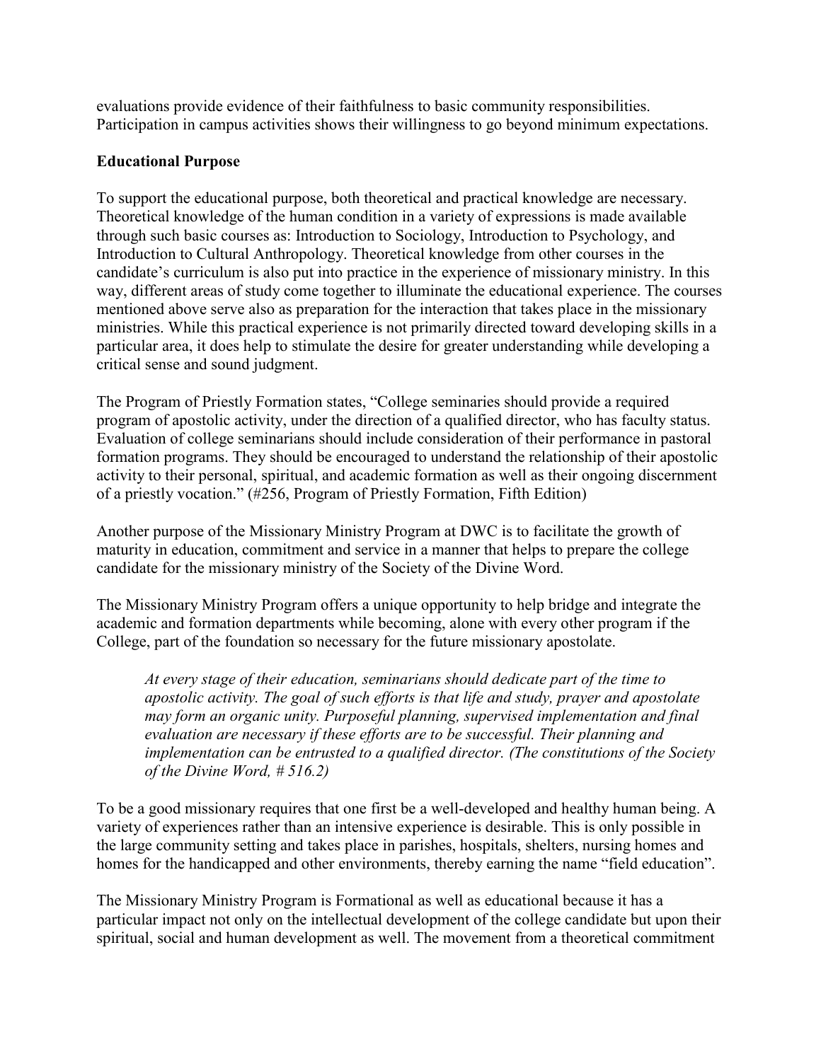evaluations provide evidence of their faithfulness to basic community responsibilities. Participation in campus activities shows their willingness to go beyond minimum expectations.

**Educational Purpose**

To support the educational purpose, both theoretical and practical knowledge are necessary. Theoretical knowledge of the human condition in a variety of expressions is made available through such basic courses as: Introduction to Sociology, Introduction to Psychology, and Introduction to Cultural Anthropology. Theoretical knowledge from other courses in the candidate's curriculum is also put into practice in the experience of missionary ministry. In this way, different areas of study come together to illuminate the educational experience. The courses mentioned above serve also as preparation for the interaction that takes place in the missionary ministries. While this practical experience is not primarily directed toward developing skills in a particular area, it does help to stimulate the desire for greater understanding while developing a critical sense and sound judgment.

The Program of Priestly Formation states, "College seminaries should provide a required program of apostolic activity, under the direction of a qualified director, who has faculty status. Evaluation of college seminarians should include consideration of their performance in pastoral formation programs. They should be encouraged to understand the relationship of their apostolic activity to their personal, spiritual, and academic formation as well as their ongoing discernment of a priestly vocation." (#256, Program of Priestly Formation, Fifth Edition)

Another purpose of the Missionary Ministry Program at DWC is to facilitate the growth of maturity in education, commitment and service in a manner that helps to prepare the college candidate for the missionary ministry of the Society of the Divine Word.

The Missionary Ministry Program offers a unique opportunity to help bridge and integrate the academic and formation departments while becoming, alone with every other program if the College, part of the foundation so necessary for the future missionary apostolate.

> *At every stage of their education, seminarians should dedicate part of the time to apostolic activity. The goal of such efforts is that life and study, prayer and apostolate may form an organic unity. Purposeful planning, supervised implementation and final evaluation are necessary if these efforts are to be successful. Their planning and implementation can be entrusted to a qualified director. (The constitutions of the Society of the Divine Word, # 516.2)*

To be a good missionary requires that one first be a well-developed and healthy human being. A variety of experiences rather than an intensive experience is desirable. This is only possible in the large community setting and takes place in parishes, hospitals, shelters, nursing homes and homes for the handicapped and other environments, thereby earning the name "field education".

The Missionary Ministry Program is Formational as well as educational because it has a particular impact not only on the intellectual development of the college candidate but upon their spiritual, social and human development as well. The movement from a theoretical commitment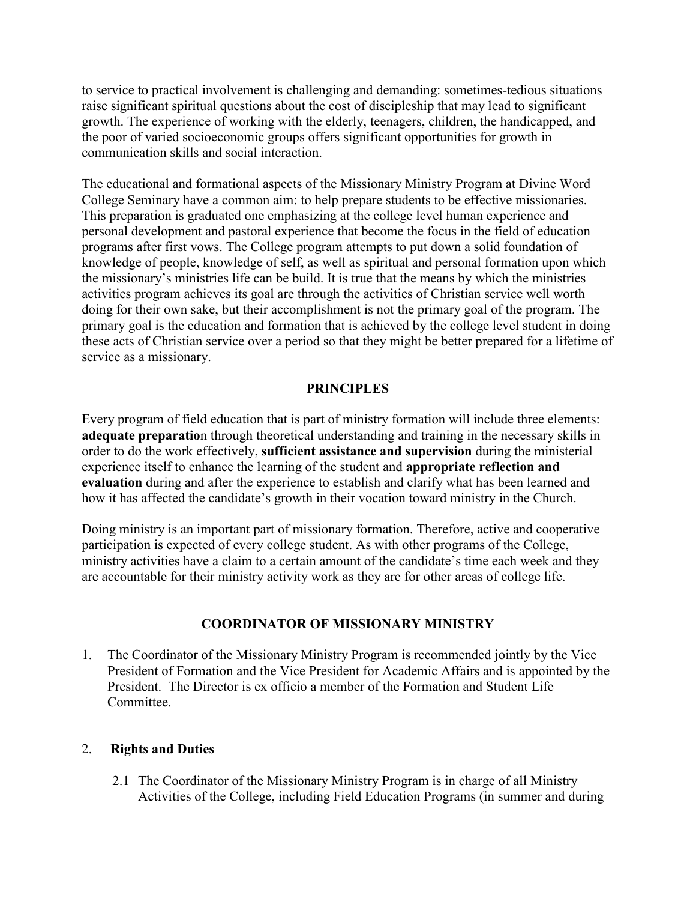to service to practical involvement is challenging and demanding: sometimes-tedious situations raise significant spiritual questions about the cost of discipleship that may lead to significant growth. The experience of working with the elderly, teenagers, children, the handicapped, and the poor of varied socioeconomic groups offers significant opportunities for growth in communication skills and social interaction.

The educational and formational aspects of the Missionary Ministry Program at Divine Word College Seminary have a common aim: to help prepare students to be effective missionaries. This preparation is graduated one emphasizing at the college level human experience and personal development and pastoral experience that become the focus in the field of education programs after first vows. The College program attempts to put down a solid foundation of knowledge of people, knowledge of self, as well as spiritual and personal formation upon which the missionary's ministries life can be build. It is true that the means by which the ministries activities program achieves its goal are through the activities of Christian service well worth doing for their own sake, but their accomplishment is not the primary goal of the program. The primary goal is the education and formation that is achieved by the college level student in doing these acts of Christian service over a period so that they might be better prepared for a lifetime of service as a missionary.

## PRINCIPLES

Every program of field education that is part of ministry formation will include three elements: **adequate preparatio**n through theoretical understanding and training in the necessary skills in order to do the work effectively, **sufficient assistance and supervision** during the ministerial experience itself to enhance the learning of the student and **appropriate reflection and evaluation** during and after the experience to establish and clarify what has been learned and how it has affected the candidate's growth in their vocation toward ministry in the Church.

Doing ministry is an important part of missionary formation. Therefore, active and cooperative participation is expected of every college student. As with other programs of the College, ministry activities have a claim to a certain amount of the candidate's time each week and they are accountable for their ministry activity work as they are for other areas of college life.

## COORDINATOR OF MISSIONARY MINISTRY

1. The Coordinator of the Missionary Ministry Program is recommended jointly by the Vice President of Formation and the Vice President for Academic Affairs and is appointed by the President. The Director is ex officio a member of the Formation and Student Life Committee.

2. **Rights and Duties**

   2.1 The Coordinator of the Missionary Ministry Program is in charge of all Ministry Activities of the College, including Field Education Programs (in summer and during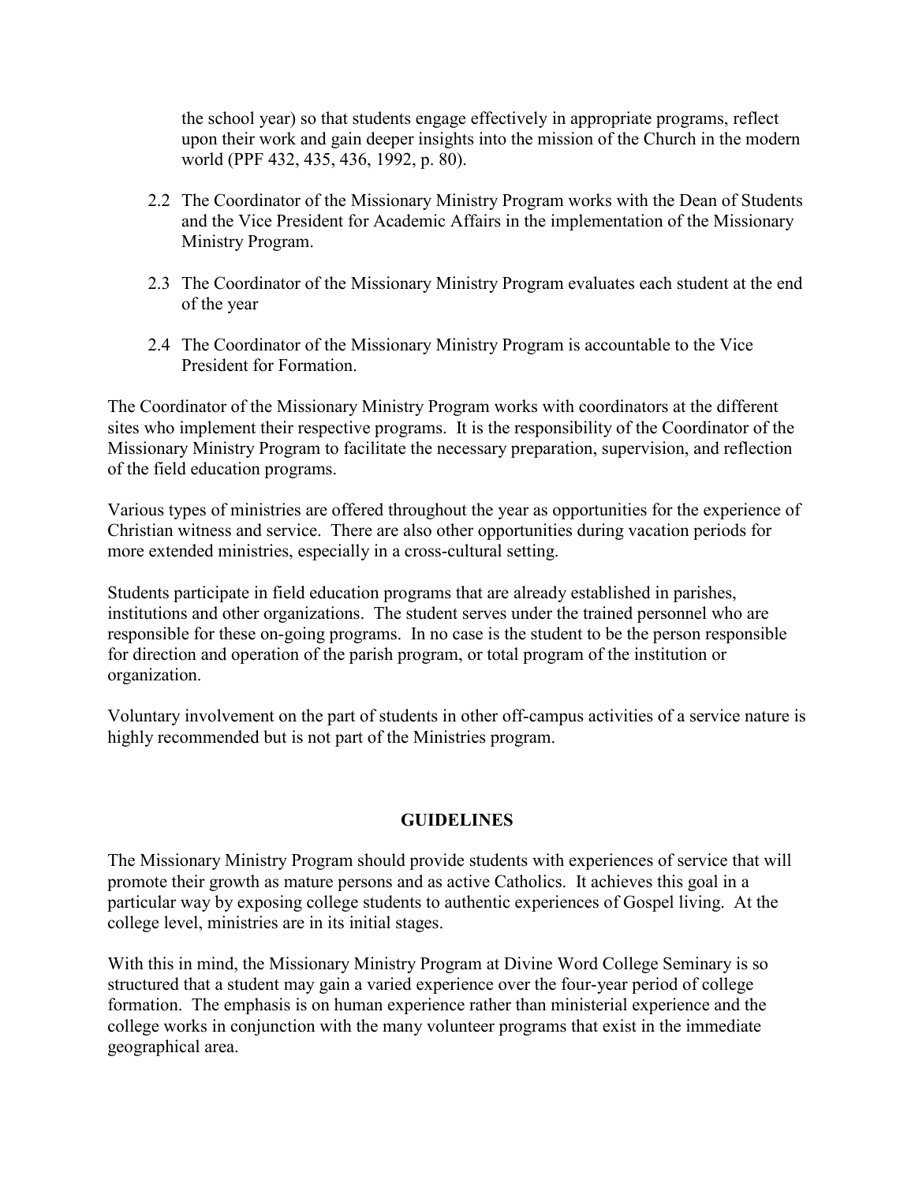the school year) so that students engage effectively in appropriate programs, reflect upon their work and gain deeper insights into the mission of the Church in the modern world (PPF 432, 435, 436, 1992, p. 80).

2.2 The Coordinator of the Missionary Ministry Program works with the Dean of Students and the Vice President for Academic Affairs in the implementation of the Missionary Ministry Program.

2.3 The Coordinator of the Missionary Ministry Program evaluates each student at the end of the year

2.4 The Coordinator of the Missionary Ministry Program is accountable to the Vice President for Formation.

The Coordinator of the Missionary Ministry Program works with coordinators at the different sites who implement their respective programs. It is the responsibility of the Coordinator of the Missionary Ministry Program to facilitate the necessary preparation, supervision, and reflection of the field education programs.

Various types of ministries are offered throughout the year as opportunities for the experience of Christian witness and service. There are also other opportunities during vacation periods for more extended ministries, especially in a cross-cultural setting.

Students participate in field education programs that are already established in parishes, institutions and other organizations. The student serves under the trained personnel who are responsible for these on-going programs. In no case is the student to be the person responsible for direction and operation of the parish program, or total program of the institution or organization.

Voluntary involvement on the part of students in other off-campus activities of a service nature is highly recommended but is not part of the Ministries program.

## GUIDELINES

The Missionary Ministry Program should provide students with experiences of service that will promote their growth as mature persons and as active Catholics. It achieves this goal in a particular way by exposing college students to authentic experiences of Gospel living. At the college level, ministries are in its initial stages.

With this in mind, the Missionary Ministry Program at Divine Word College Seminary is so structured that a student may gain a varied experience over the four-year period of college formation. The emphasis is on human experience rather than ministerial experience and the college works in conjunction with the many volunteer programs that exist in the immediate geographical area.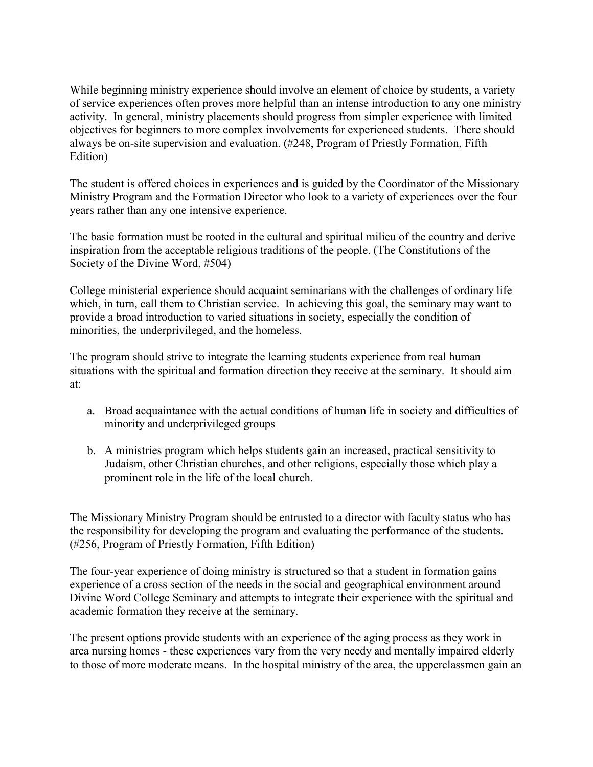While beginning ministry experience should involve an element of choice by students, a variety of service experiences often proves more helpful than an intense introduction to any one ministry activity. In general, ministry placements should progress from simpler experience with limited objectives for beginners to more complex involvements for experienced students. There should always be on-site supervision and evaluation. (#248, Program of Priestly Formation, Fifth Edition)

The student is offered choices in experiences and is guided by the Coordinator of the Missionary Ministry Program and the Formation Director who look to a variety of experiences over the four years rather than any one intensive experience.

The basic formation must be rooted in the cultural and spiritual milieu of the country and derive inspiration from the acceptable religious traditions of the people. (The Constitutions of the Society of the Divine Word, #504)

College ministerial experience should acquaint seminarians with the challenges of ordinary life which, in turn, call them to Christian service. In achieving this goal, the seminary may want to provide a broad introduction to varied situations in society, especially the condition of minorities, the underprivileged, and the homeless.

The program should strive to integrate the learning students experience from real human situations with the spiritual and formation direction they receive at the seminary. It should aim at:

a. Broad acquaintance with the actual conditions of human life in society and difficulties of minority and underprivileged groups

b. A ministries program which helps students gain an increased, practical sensitivity to Judaism, other Christian churches, and other religions, especially those which play a prominent role in the life of the local church.

The Missionary Ministry Program should be entrusted to a director with faculty status who has the responsibility for developing the program and evaluating the performance of the students. (#256, Program of Priestly Formation, Fifth Edition)

The four-year experience of doing ministry is structured so that a student in formation gains experience of a cross section of the needs in the social and geographical environment around Divine Word College Seminary and attempts to integrate their experience with the spiritual and academic formation they receive at the seminary.

The present options provide students with an experience of the aging process as they work in area nursing homes - these experiences vary from the very needy and mentally impaired elderly to those of more moderate means. In the hospital ministry of the area, the upperclassmen gain an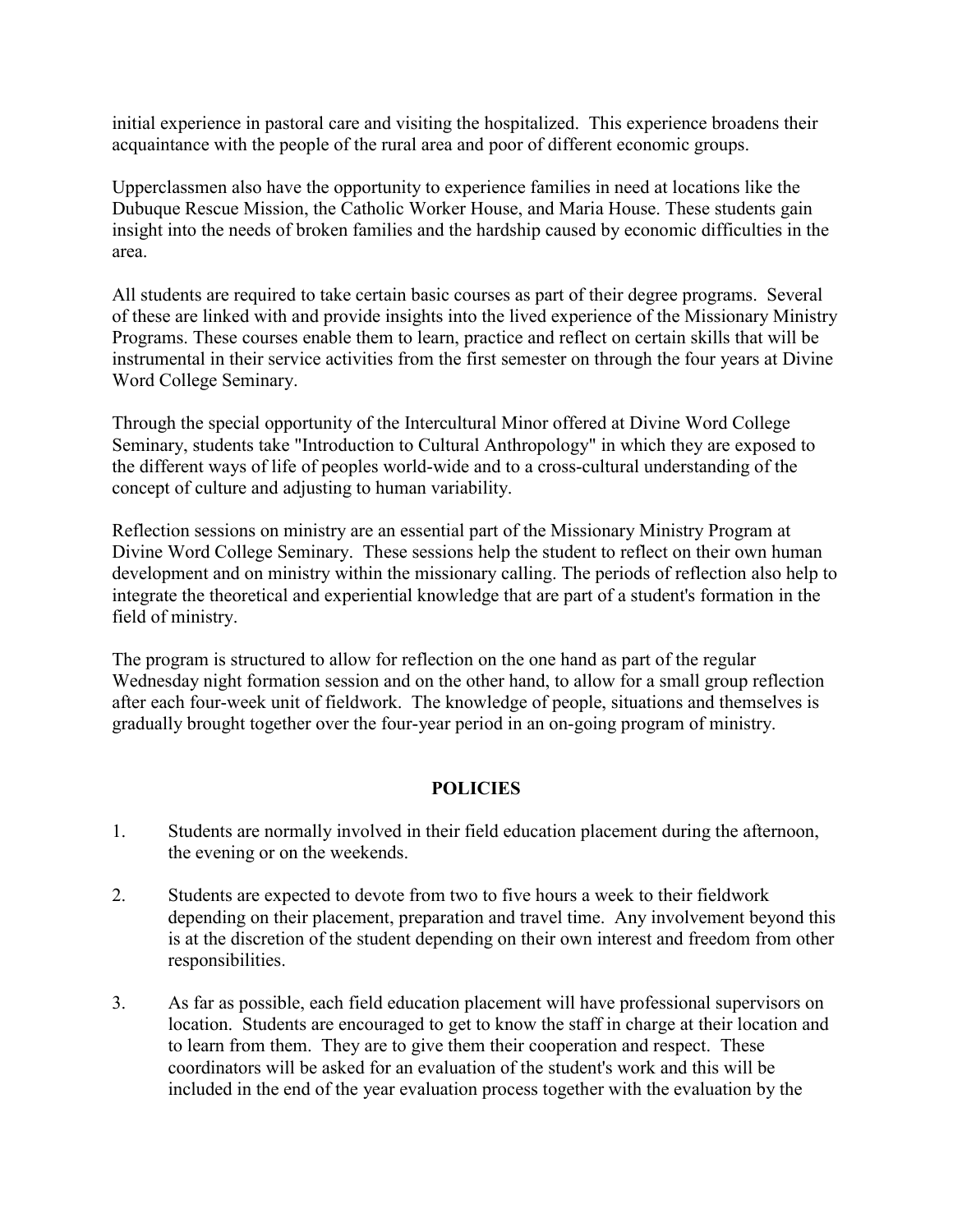initial experience in pastoral care and visiting the hospitalized. This experience broadens their acquaintance with the people of the rural area and poor of different economic groups.

Upperclassmen also have the opportunity to experience families in need at locations like the Dubuque Rescue Mission, the Catholic Worker House, and Maria House. These students gain insight into the needs of broken families and the hardship caused by economic difficulties in the area.

All students are required to take certain basic courses as part of their degree programs. Several of these are linked with and provide insights into the lived experience of the Missionary Ministry Programs. These courses enable them to learn, practice and reflect on certain skills that will be instrumental in their service activities from the first semester on through the four years at Divine Word College Seminary.

Through the special opportunity of the Intercultural Minor offered at Divine Word College Seminary, students take "Introduction to Cultural Anthropology" in which they are exposed to the different ways of life of peoples world-wide and to a cross-cultural understanding of the concept of culture and adjusting to human variability.

Reflection sessions on ministry are an essential part of the Missionary Ministry Program at Divine Word College Seminary. These sessions help the student to reflect on their own human development and on ministry within the missionary calling. The periods of reflection also help to integrate the theoretical and experiential knowledge that are part of a student's formation in the field of ministry.

The program is structured to allow for reflection on the one hand as part of the regular Wednesday night formation session and on the other hand, to allow for a small group reflection after each four-week unit of fieldwork. The knowledge of people, situations and themselves is gradually brought together over the four-year period in an on-going program of ministry.

## POLICIES

1. Students are normally involved in their field education placement during the afternoon, the evening or on the weekends.

2. Students are expected to devote from two to five hours a week to their fieldwork depending on their placement, preparation and travel time. Any involvement beyond this is at the discretion of the student depending on their own interest and freedom from other responsibilities.

3. As far as possible, each field education placement will have professional supervisors on location. Students are encouraged to get to know the staff in charge at their location and to learn from them. They are to give them their cooperation and respect. These coordinators will be asked for an evaluation of the student's work and this will be included in the end of the year evaluation process together with the evaluation by the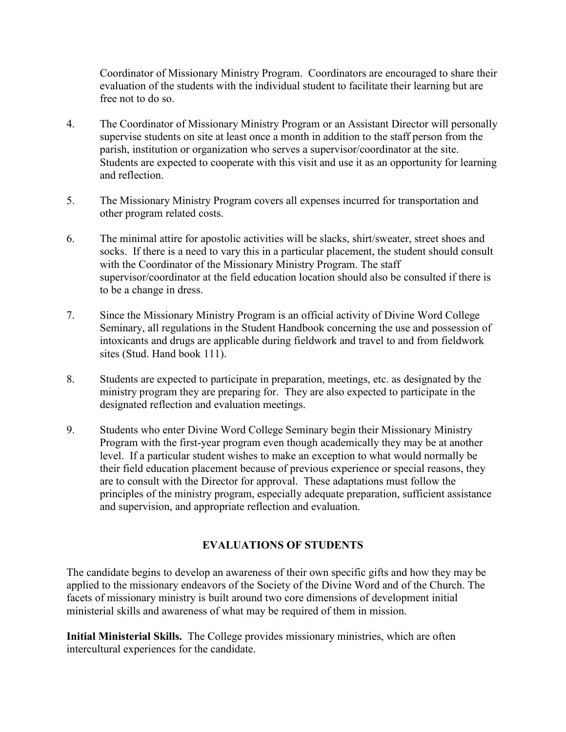Coordinator of Missionary Ministry Program. Coordinators are encouraged to share their evaluation of the students with the individual student to facilitate their learning but are free not to do so.

4. The Coordinator of Missionary Ministry Program or an Assistant Director will personally supervise students on site at least once a month in addition to the staff person from the parish, institution or organization who serves a supervisor/coordinator at the site. Students are expected to cooperate with this visit and use it as an opportunity for learning and reflection.

5. The Missionary Ministry Program covers all expenses incurred for transportation and other program related costs.

6. The minimal attire for apostolic activities will be slacks, shirt/sweater, street shoes and socks. If there is a need to vary this in a particular placement, the student should consult with the Coordinator of the Missionary Ministry Program. The staff supervisor/coordinator at the field education location should also be consulted if there is to be a change in dress.

7. Since the Missionary Ministry Program is an official activity of Divine Word College Seminary, all regulations in the Student Handbook concerning the use and possession of intoxicants and drugs are applicable during fieldwork and travel to and from fieldwork sites (Stud. Hand book 111).

8. Students are expected to participate in preparation, meetings, etc. as designated by the ministry program they are preparing for. They are also expected to participate in the designated reflection and evaluation meetings.

9. Students who enter Divine Word College Seminary begin their Missionary Ministry Program with the first-year program even though academically they may be at another level. If a particular student wishes to make an exception to what would normally be their field education placement because of previous experience or special reasons, they are to consult with the Director for approval. These adaptations must follow the principles of the ministry program, especially adequate preparation, sufficient assistance and supervision, and appropriate reflection and evaluation.

## EVALUATIONS OF STUDENTS

The candidate begins to develop an awareness of their own specific gifts and how they may be applied to the missionary endeavors of the Society of the Divine Word and of the Church. The facets of missionary ministry is built around two core dimensions of development initial ministerial skills and awareness of what may be required of them in mission.

**Initial Ministerial Skills.** The College provides missionary ministries, which are often intercultural experiences for the candidate.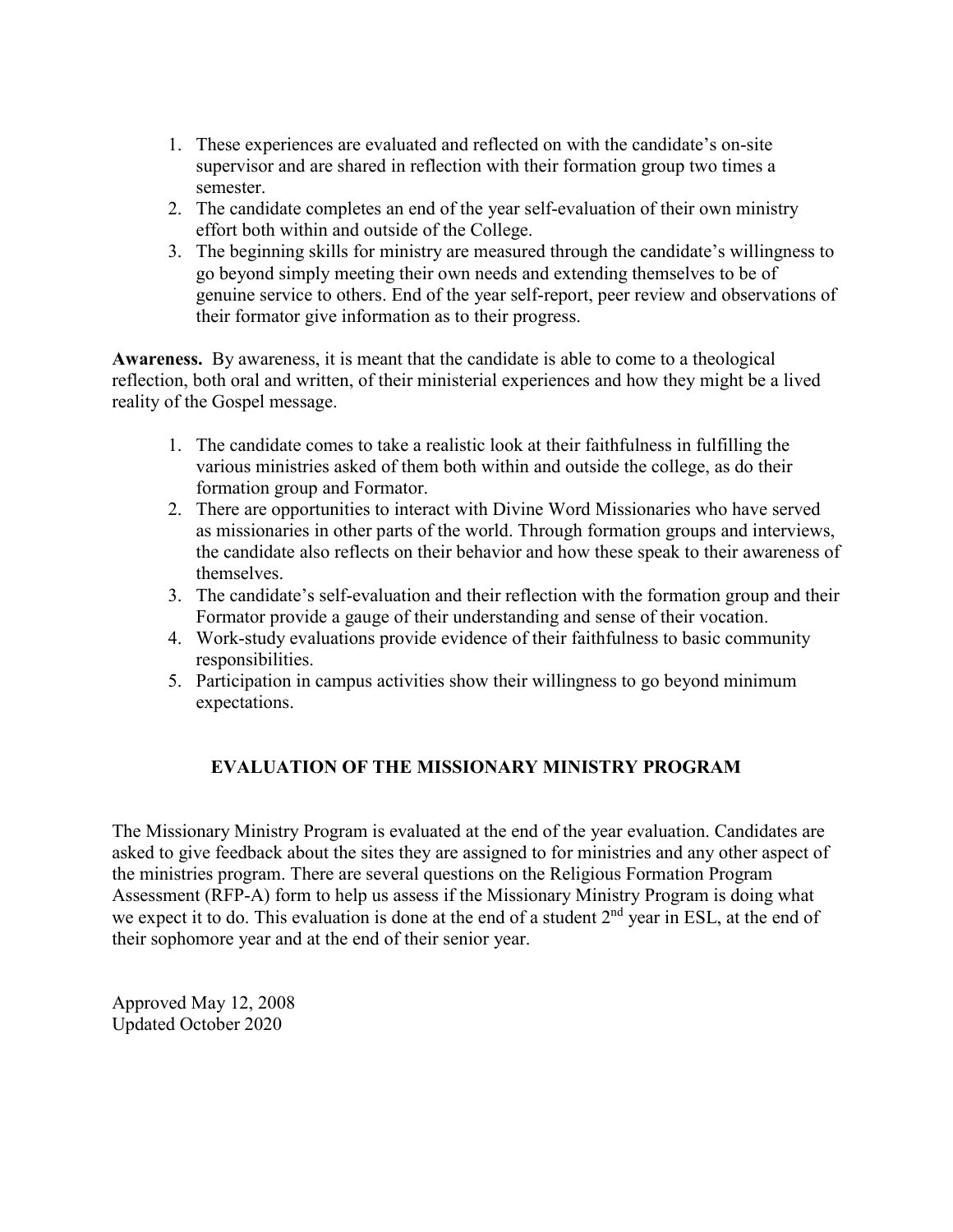1. These experiences are evaluated and reflected on with the candidate's on-site supervisor and are shared in reflection with their formation group two times a semester.
2. The candidate completes an end of the year self-evaluation of their own ministry effort both within and outside of the College.
3. The beginning skills for ministry are measured through the candidate's willingness to go beyond simply meeting their own needs and extending themselves to be of genuine service to others. End of the year self-report, peer review and observations of their formator give information as to their progress.

**Awareness.** By awareness, it is meant that the candidate is able to come to a theological reflection, both oral and written, of their ministerial experiences and how they might be a lived reality of the Gospel message.

1. The candidate comes to take a realistic look at their faithfulness in fulfilling the various ministries asked of them both within and outside the college, as do their formation group and Formator.
2. There are opportunities to interact with Divine Word Missionaries who have served as missionaries in other parts of the world. Through formation groups and interviews, the candidate also reflects on their behavior and how these speak to their awareness of themselves.
3. The candidate's self-evaluation and their reflection with the formation group and their Formator provide a gauge of their understanding and sense of their vocation.
4. Work-study evaluations provide evidence of their faithfulness to basic community responsibilities.
5. Participation in campus activities show their willingness to go beyond minimum expectations.

## EVALUATION OF THE MISSIONARY MINISTRY PROGRAM

The Missionary Ministry Program is evaluated at the end of the year evaluation. Candidates are asked to give feedback about the sites they are assigned to for ministries and any other aspect of the ministries program. There are several questions on the Religious Formation Program Assessment (RFP-A) form to help us assess if the Missionary Ministry Program is doing what we expect it to do. This evaluation is done at the end of a student 2nd year in ESL, at the end of their sophomore year and at the end of their senior year.

Approved May 12, 2008
Updated October 2020